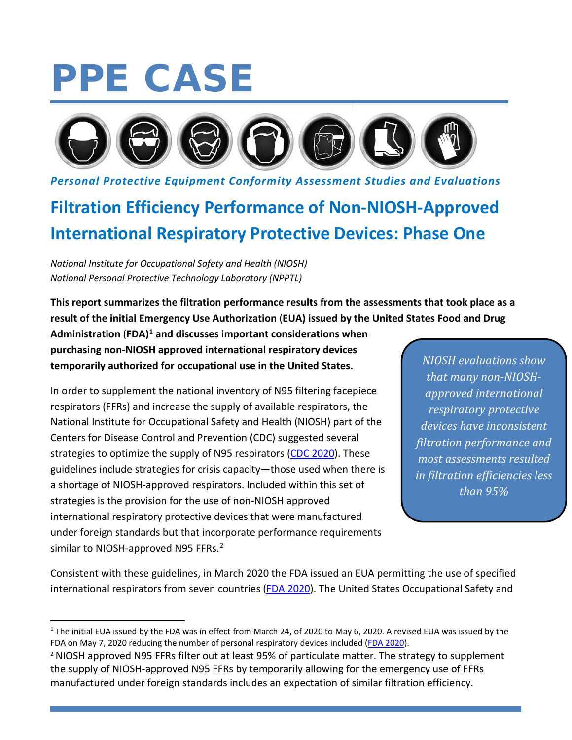# PPE CASE

*Personal Protective Equipment Conformity Assessment Studies and Evaluations*

## Filtration Efficiency Performance of Non-NIOSH-Approved International Respiratory Protective Devices: Phase One

*National Institute for Occupational Safety and Health (NIOSH)*
*National Personal Protective Technology Laboratory (NPPTL)*

**This report summarizes the filtration performance results from the assessments that took place as a result of the initial Emergency Use Authorization (EUA) issued by the United States Food and Drug Administration (FDA)[1] and discusses important considerations when purchasing non-NIOSH approved international respiratory devices temporarily authorized for occupational use in the United States.**

> *NIOSH evaluations show that many non-NIOSH-approved international respiratory protective devices have inconsistent filtration performance and most assessments resulted in filtration efficiencies less than 95%*

In order to supplement the national inventory of N95 filtering facepiece respirators (FFRs) and increase the supply of available respirators, the National Institute for Occupational Safety and Health (NIOSH) part of the Centers for Disease Control and Prevention (CDC) suggested several strategies to optimize the supply of N95 respirators (CDC 2020). These guidelines include strategies for crisis capacity—those used when there is a shortage of NIOSH-approved respirators. Included within this set of strategies is the provision for the use of non-NIOSH approved international respiratory protective devices that were manufactured under foreign standards but that incorporate performance requirements similar to NIOSH-approved N95 FFRs.[2]

Consistent with these guidelines, in March 2020 the FDA issued an EUA permitting the use of specified international respirators from seven countries (FDA 2020). The United States Occupational Safety and

---

[1] The initial EUA issued by the FDA was in effect from March 24, of 2020 to May 6, 2020. A revised EUA was issued by the FDA on May 7, 2020 reducing the number of personal respiratory devices included (FDA 2020).

[2] NIOSH approved N95 FFRs filter out at least 95% of particulate matter. The strategy to supplement the supply of NIOSH-approved N95 FFRs by temporarily allowing for the emergency use of FFRs manufactured under foreign standards includes an expectation of similar filtration efficiency.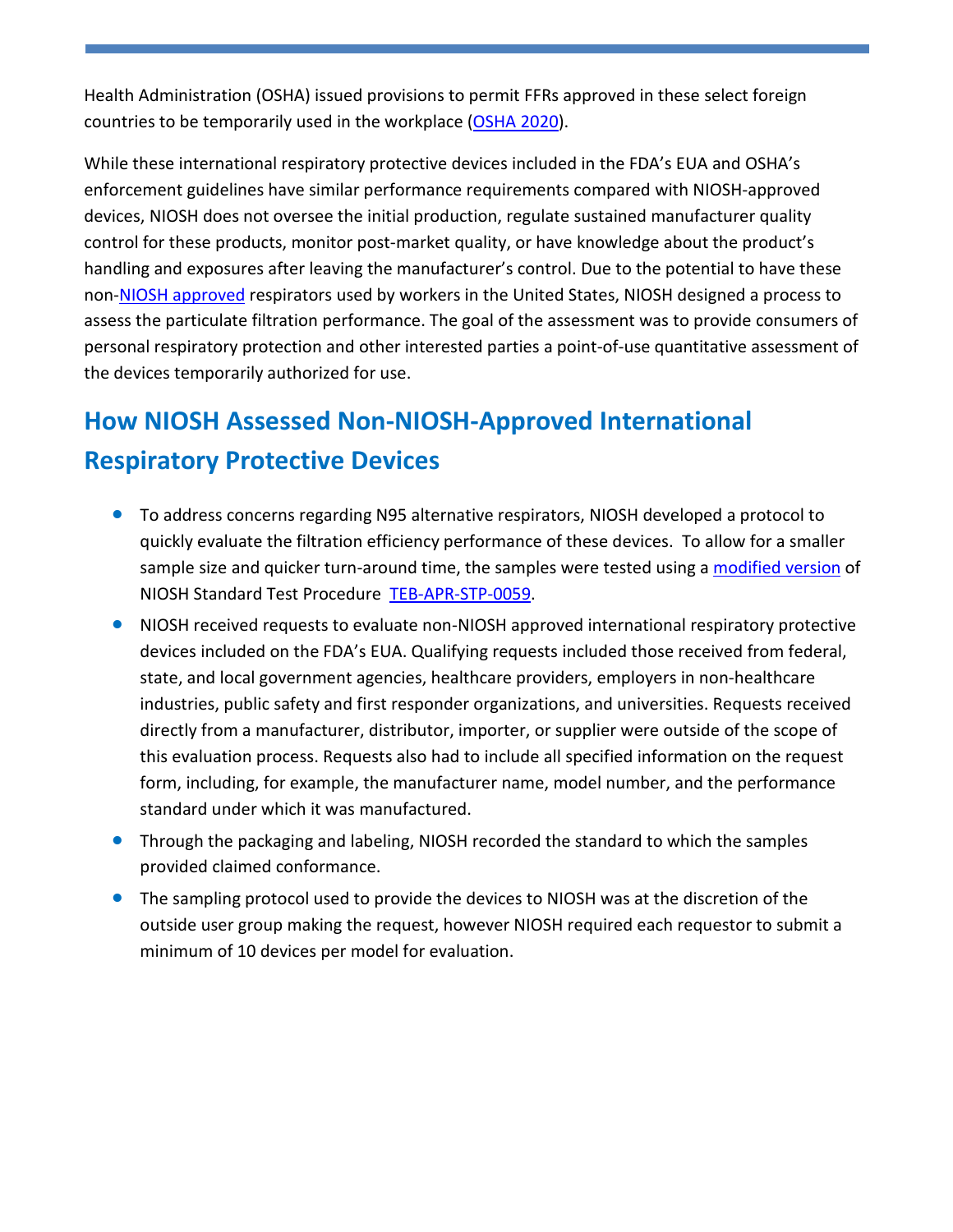Health Administration (OSHA) issued provisions to permit FFRs approved in these select foreign countries to be temporarily used in the workplace (OSHA 2020).

While these international respiratory protective devices included in the FDA's EUA and OSHA's enforcement guidelines have similar performance requirements compared with NIOSH-approved devices, NIOSH does not oversee the initial production, regulate sustained manufacturer quality control for these products, monitor post-market quality, or have knowledge about the product's handling and exposures after leaving the manufacturer's control. Due to the potential to have these non-NIOSH approved respirators used by workers in the United States, NIOSH designed a process to assess the particulate filtration performance. The goal of the assessment was to provide consumers of personal respiratory protection and other interested parties a point-of-use quantitative assessment of the devices temporarily authorized for use.

## How NIOSH Assessed Non-NIOSH-Approved International Respiratory Protective Devices

- To address concerns regarding N95 alternative respirators, NIOSH developed a protocol to quickly evaluate the filtration efficiency performance of these devices. To allow for a smaller sample size and quicker turn-around time, the samples were tested using a modified version of NIOSH Standard Test Procedure TEB-APR-STP-0059.
- NIOSH received requests to evaluate non-NIOSH approved international respiratory protective devices included on the FDA's EUA. Qualifying requests included those received from federal, state, and local government agencies, healthcare providers, employers in non-healthcare industries, public safety and first responder organizations, and universities. Requests received directly from a manufacturer, distributor, importer, or supplier were outside of the scope of this evaluation process. Requests also had to include all specified information on the request form, including, for example, the manufacturer name, model number, and the performance standard under which it was manufactured.
- Through the packaging and labeling, NIOSH recorded the standard to which the samples provided claimed conformance.
- The sampling protocol used to provide the devices to NIOSH was at the discretion of the outside user group making the request, however NIOSH required each requestor to submit a minimum of 10 devices per model for evaluation.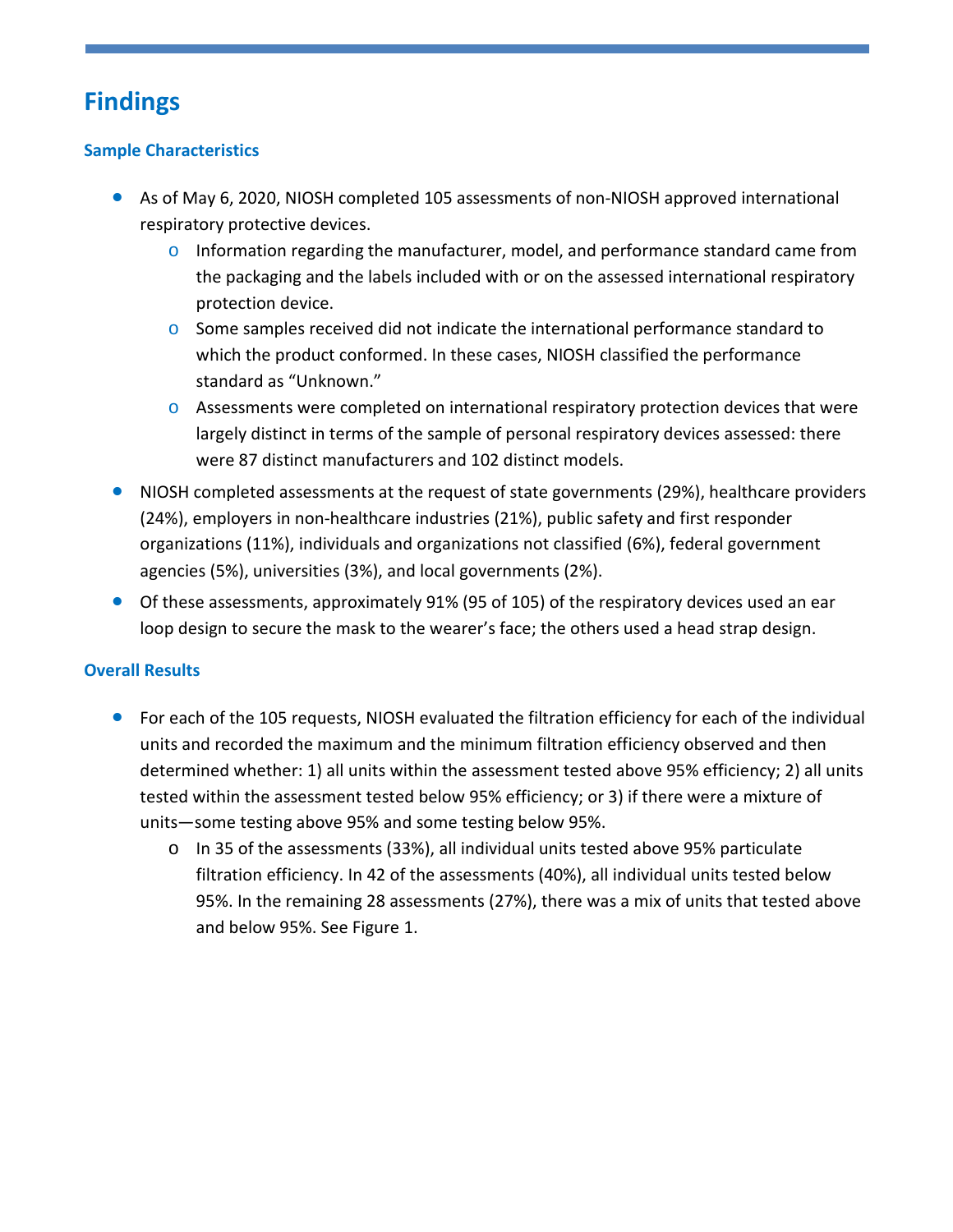# Findings

## Sample Characteristics

- As of May 6, 2020, NIOSH completed 105 assessments of non-NIOSH approved international respiratory protective devices.
  - Information regarding the manufacturer, model, and performance standard came from the packaging and the labels included with or on the assessed international respiratory protection device.
  - Some samples received did not indicate the international performance standard to which the product conformed. In these cases, NIOSH classified the performance standard as "Unknown."
  - Assessments were completed on international respiratory protection devices that were largely distinct in terms of the sample of personal respiratory devices assessed: there were 87 distinct manufacturers and 102 distinct models.
- NIOSH completed assessments at the request of state governments (29%), healthcare providers (24%), employers in non-healthcare industries (21%), public safety and first responder organizations (11%), individuals and organizations not classified (6%), federal government agencies (5%), universities (3%), and local governments (2%).
- Of these assessments, approximately 91% (95 of 105) of the respiratory devices used an ear loop design to secure the mask to the wearer's face; the others used a head strap design.

## Overall Results

- For each of the 105 requests, NIOSH evaluated the filtration efficiency for each of the individual units and recorded the maximum and the minimum filtration efficiency observed and then determined whether: 1) all units within the assessment tested above 95% efficiency; 2) all units tested within the assessment tested below 95% efficiency; or 3) if there were a mixture of units—some testing above 95% and some testing below 95%.
  - In 35 of the assessments (33%), all individual units tested above 95% particulate filtration efficiency. In 42 of the assessments (40%), all individual units tested below 95%. In the remaining 28 assessments (27%), there was a mix of units that tested above and below 95%. See Figure 1.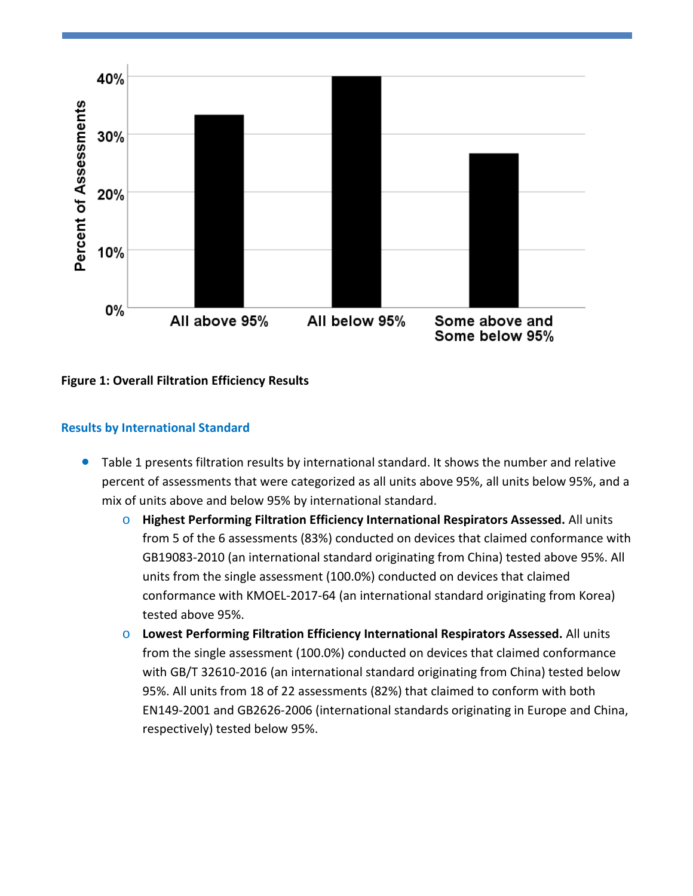**Figure 1: Overall Filtration Efficiency Results**

### Results by International Standard

- Table 1 presents filtration results by international standard. It shows the number and relative percent of assessments that were categorized as all units above 95%, all units below 95%, and a mix of units above and below 95% by international standard.
    - **Highest Performing Filtration Efficiency International Respirators Assessed.** All units from 5 of the 6 assessments (83%) conducted on devices that claimed conformance with GB19083-2010 (an international standard originating from China) tested above 95%. All units from the single assessment (100.0%) conducted on devices that claimed conformance with KMOEL-2017-64 (an international standard originating from Korea) tested above 95%.
    - **Lowest Performing Filtration Efficiency International Respirators Assessed.** All units from the single assessment (100.0%) conducted on devices that claimed conformance with GB/T 32610-2016 (an international standard originating from China) tested below 95%. All units from 18 of 22 assessments (82%) that claimed to conform with both EN149-2001 and GB2626-2006 (international standards originating in Europe and China, respectively) tested below 95%.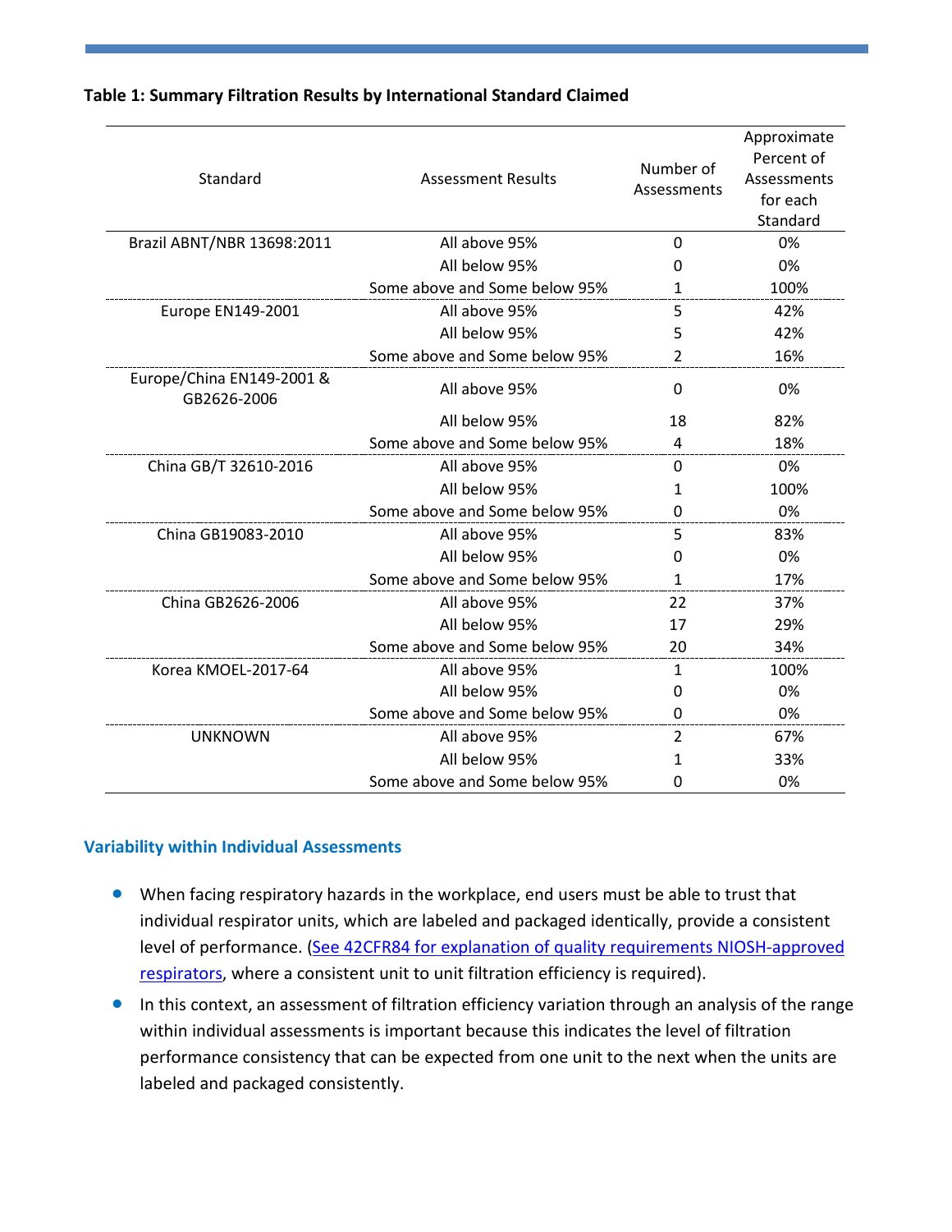**Table 1: Summary Filtration Results by International Standard Claimed**

| Standard | Assessment Results | Number of Assessments | Approximate Percent of Assessments for each Standard |
|---|---|---|---|
| Brazil ABNT/NBR 13698:2011 | All above 95% | 0 | 0% |
| | All below 95% | 0 | 0% |
| | Some above and Some below 95% | 1 | 100% |
| Europe EN149-2001 | All above 95% | 5 | 42% |
| | All below 95% | 5 | 42% |
| | Some above and Some below 95% | 2 | 16% |
| Europe/China EN149-2001 & GB2626-2006 | All above 95% | 0 | 0% |
| | All below 95% | 18 | 82% |
| | Some above and Some below 95% | 4 | 18% |
| China GB/T 32610-2016 | All above 95% | 0 | 0% |
| | All below 95% | 1 | 100% |
| | Some above and Some below 95% | 0 | 0% |
| China GB19083-2010 | All above 95% | 5 | 83% |
| | All below 95% | 0 | 0% |
| | Some above and Some below 95% | 1 | 17% |
| China GB2626-2006 | All above 95% | 22 | 37% |
| | All below 95% | 17 | 29% |
| | Some above and Some below 95% | 20 | 34% |
| Korea KMOEL-2017-64 | All above 95% | 1 | 100% |
| | All below 95% | 0 | 0% |
| | Some above and Some below 95% | 0 | 0% |
| UNKNOWN | All above 95% | 2 | 67% |
| | All below 95% | 1 | 33% |
| | Some above and Some below 95% | 0 | 0% |

## Variability within Individual Assessments

- When facing respiratory hazards in the workplace, end users must be able to trust that individual respirator units, which are labeled and packaged identically, provide a consistent level of performance. (See 42CFR84 for explanation of quality requirements NIOSH-approved respirators, where a consistent unit to unit filtration efficiency is required).
- In this context, an assessment of filtration efficiency variation through an analysis of the range within individual assessments is important because this indicates the level of filtration performance consistency that can be expected from one unit to the next when the units are labeled and packaged consistently.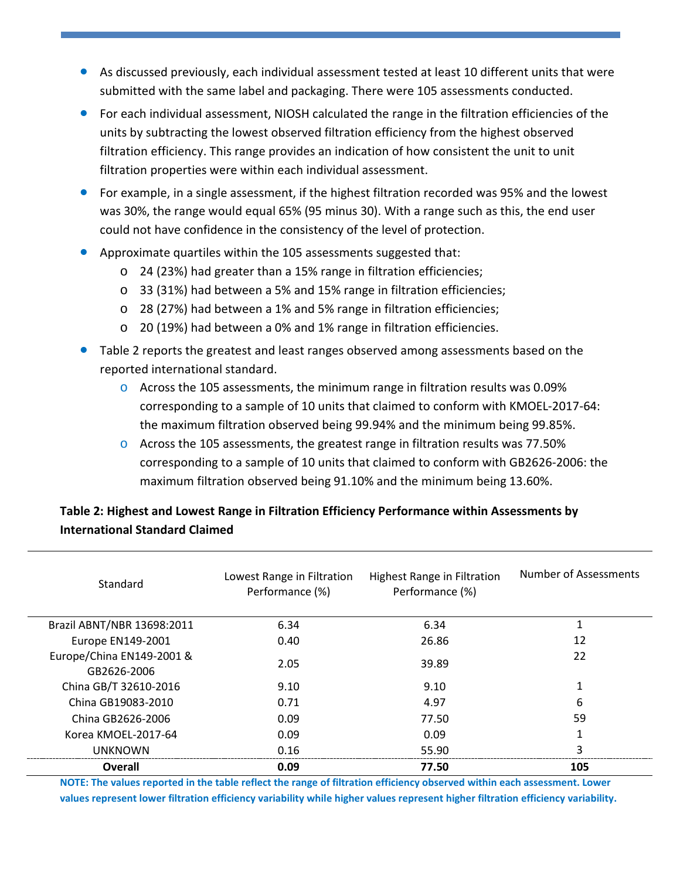- As discussed previously, each individual assessment tested at least 10 different units that were submitted with the same label and packaging. There were 105 assessments conducted.
- For each individual assessment, NIOSH calculated the range in the filtration efficiencies of the units by subtracting the lowest observed filtration efficiency from the highest observed filtration efficiency. This range provides an indication of how consistent the unit to unit filtration properties were within each individual assessment.
- For example, in a single assessment, if the highest filtration recorded was 95% and the lowest was 30%, the range would equal 65% (95 minus 30). With a range such as this, the end user could not have confidence in the consistency of the level of protection.
- Approximate quartiles within the 105 assessments suggested that:
  - 24 (23%) had greater than a 15% range in filtration efficiencies;
  - 33 (31%) had between a 5% and 15% range in filtration efficiencies;
  - 28 (27%) had between a 1% and 5% range in filtration efficiencies;
  - 20 (19%) had between a 0% and 1% range in filtration efficiencies.
- Table 2 reports the greatest and least ranges observed among assessments based on the reported international standard.
  - Across the 105 assessments, the minimum range in filtration results was 0.09% corresponding to a sample of 10 units that claimed to conform with KMOEL-2017-64: the maximum filtration observed being 99.94% and the minimum being 99.85%.
  - Across the 105 assessments, the greatest range in filtration results was 77.50% corresponding to a sample of 10 units that claimed to conform with GB2626-2006: the maximum filtration observed being 91.10% and the minimum being 13.60%.

**Table 2: Highest and Lowest Range in Filtration Efficiency Performance within Assessments by International Standard Claimed**

| Standard | Lowest Range in Filtration Performance (%) | Highest Range in Filtration Performance (%) | Number of Assessments |
|---|---|---|---|
| Brazil ABNT/NBR 13698:2011 | 6.34 | 6.34 | 1 |
| Europe EN149-2001 | 0.40 | 26.86 | 12 |
| Europe/China EN149-2001 & GB2626-2006 | 2.05 | 39.89 | 22 |
| China GB/T 32610-2016 | 9.10 | 9.10 | 1 |
| China GB19083-2010 | 0.71 | 4.97 | 6 |
| China GB2626-2006 | 0.09 | 77.50 | 59 |
| Korea KMOEL-2017-64 | 0.09 | 0.09 | 1 |
| UNKNOWN | 0.16 | 55.90 | 3 |
| **Overall** | **0.09** | **77.50** | **105** |

**NOTE: The values reported in the table reflect the range of filtration efficiency observed within each assessment. Lower values represent lower filtration efficiency variability while higher values represent higher filtration efficiency variability.**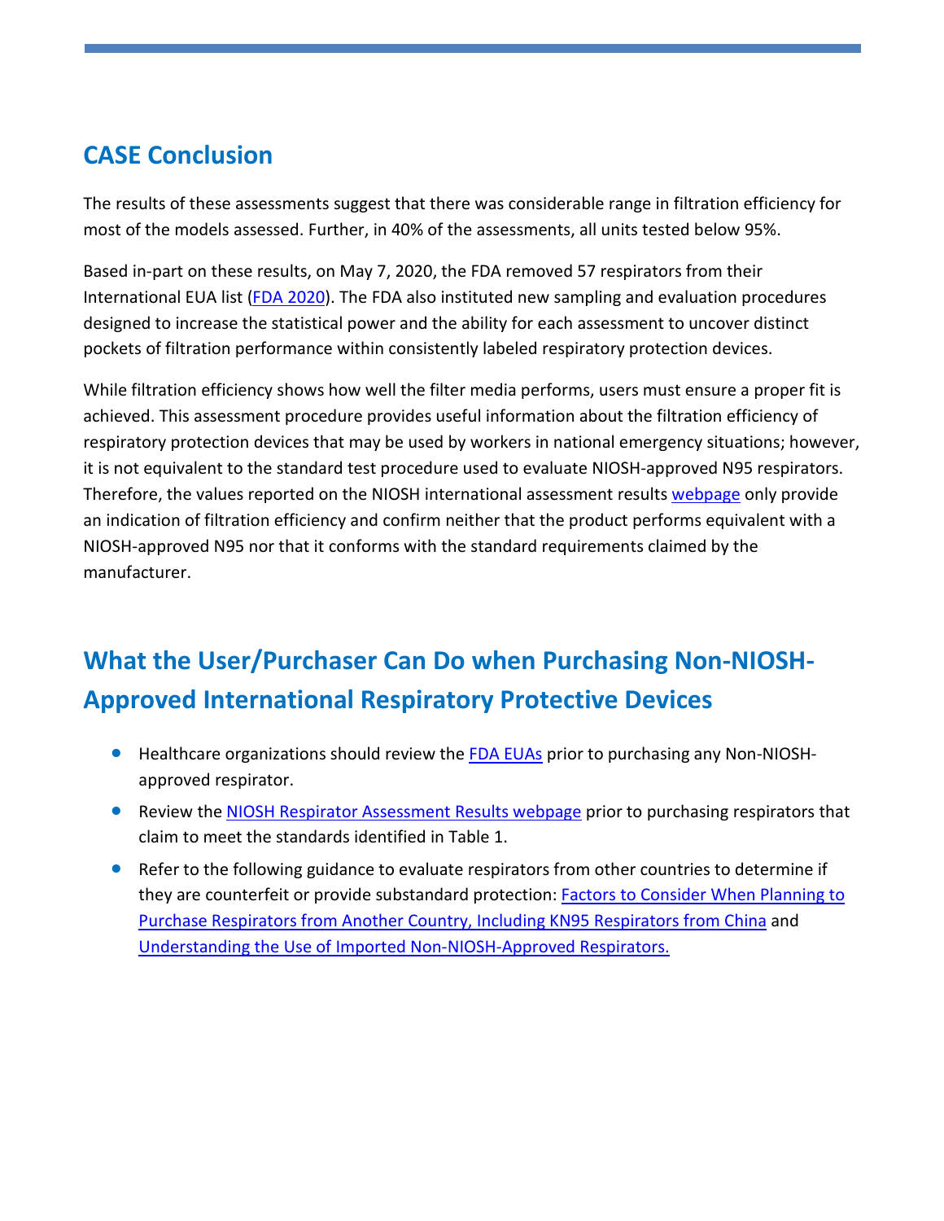## CASE Conclusion

The results of these assessments suggest that there was considerable range in filtration efficiency for most of the models assessed. Further, in 40% of the assessments, all units tested below 95%.

Based in-part on these results, on May 7, 2020, the FDA removed 57 respirators from their International EUA list (FDA 2020). The FDA also instituted new sampling and evaluation procedures designed to increase the statistical power and the ability for each assessment to uncover distinct pockets of filtration performance within consistently labeled respiratory protection devices.

While filtration efficiency shows how well the filter media performs, users must ensure a proper fit is achieved. This assessment procedure provides useful information about the filtration efficiency of respiratory protection devices that may be used by workers in national emergency situations; however, it is not equivalent to the standard test procedure used to evaluate NIOSH-approved N95 respirators. Therefore, the values reported on the NIOSH international assessment results webpage only provide an indication of filtration efficiency and confirm neither that the product performs equivalent with a NIOSH-approved N95 nor that it conforms with the standard requirements claimed by the manufacturer.

## What the User/Purchaser Can Do when Purchasing Non-NIOSH-Approved International Respiratory Protective Devices

- Healthcare organizations should review the FDA EUAs prior to purchasing any Non-NIOSH-approved respirator.
- Review the NIOSH Respirator Assessment Results webpage prior to purchasing respirators that claim to meet the standards identified in Table 1.
- Refer to the following guidance to evaluate respirators from other countries to determine if they are counterfeit or provide substandard protection: Factors to Consider When Planning to Purchase Respirators from Another Country, Including KN95 Respirators from China and Understanding the Use of Imported Non-NIOSH-Approved Respirators.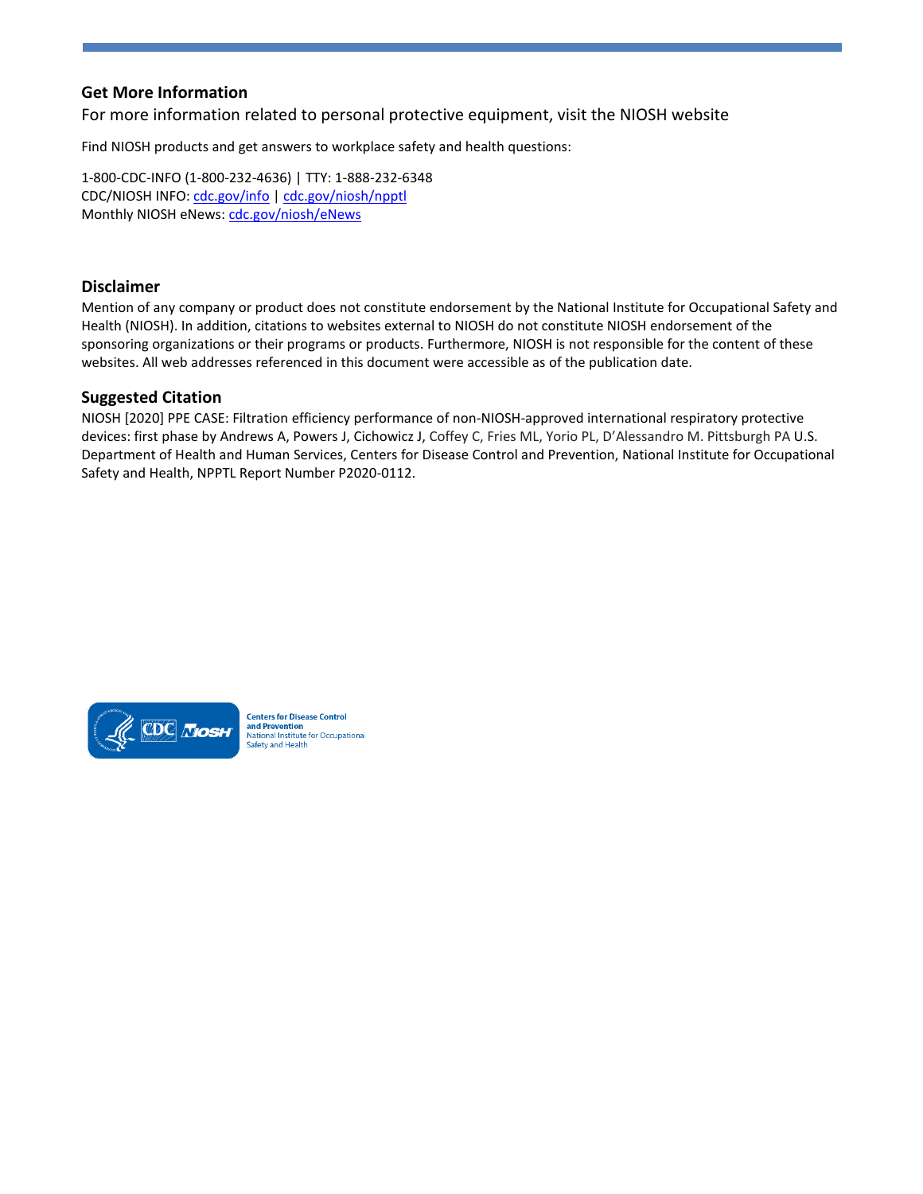## Get More Information

For more information related to personal protective equipment, visit the NIOSH website

Find NIOSH products and get answers to workplace safety and health questions:

1-800-CDC-INFO (1-800-232-4636) | TTY: 1-888-232-6348
CDC/NIOSH INFO: cdc.gov/info | cdc.gov/niosh/npptl
Monthly NIOSH eNews: cdc.gov/niosh/eNews

## Disclaimer

Mention of any company or product does not constitute endorsement by the National Institute for Occupational Safety and Health (NIOSH). In addition, citations to websites external to NIOSH do not constitute NIOSH endorsement of the sponsoring organizations or their programs or products. Furthermore, NIOSH is not responsible for the content of these websites. All web addresses referenced in this document were accessible as of the publication date.

## Suggested Citation

NIOSH [2020] PPE CASE: Filtration efficiency performance of non-NIOSH-approved international respiratory protective devices: first phase by Andrews A, Powers J, Cichowicz J, Coffey C, Fries ML, Yorio PL, D'Alessandro M. Pittsburgh PA U.S. Department of Health and Human Services, Centers for Disease Control and Prevention, National Institute for Occupational Safety and Health, NPPTL Report Number P2020-0112.

Centers for Disease Control and Prevention
National Institute for Occupational Safety and Health